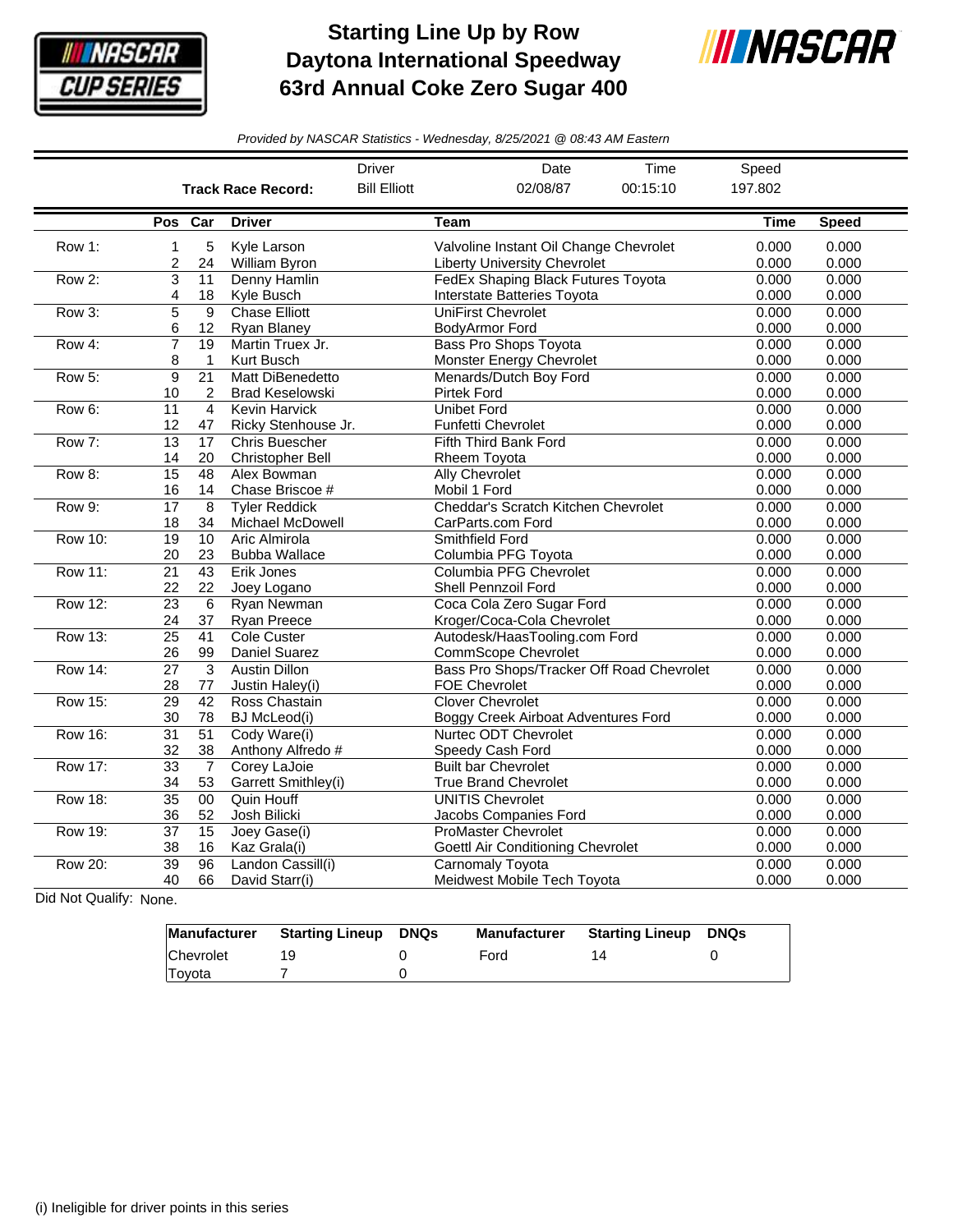# Starting Line Up by Row
## Daytona International Speedway
## 63rd Annual Coke Zero Sugar 400

*Provided by NASCAR Statistics - Wednesday, 8/25/2021 @ 08:43 AM Eastern*

| | Driver | Date | Time | Speed |
|---|---|---|---|---|
| **Track Race Record:** | Bill Elliott | 02/08/87 | 00:15:10 | 197.802 |

| | Pos | Car | Driver | Team | Time | Speed |
|---|---|---|---|---|---|---|
| Row 1: | 1 | 5 | Kyle Larson | Valvoline Instant Oil Change Chevrolet | 0.000 | 0.000 |
| | 2 | 24 | William Byron | Liberty University Chevrolet | 0.000 | 0.000 |
| Row 2: | 3 | 11 | Denny Hamlin | FedEx Shaping Black Futures Toyota | 0.000 | 0.000 |
| | 4 | 18 | Kyle Busch | Interstate Batteries Toyota | 0.000 | 0.000 |
| Row 3: | 5 | 9 | Chase Elliott | UniFirst Chevrolet | 0.000 | 0.000 |
| | 6 | 12 | Ryan Blaney | BodyArmor Ford | 0.000 | 0.000 |
| Row 4: | 7 | 19 | Martin Truex Jr. | Bass Pro Shops Toyota | 0.000 | 0.000 |
| | 8 | 1 | Kurt Busch | Monster Energy Chevrolet | 0.000 | 0.000 |
| Row 5: | 9 | 21 | Matt DiBenedetto | Menards/Dutch Boy Ford | 0.000 | 0.000 |
| | 10 | 2 | Brad Keselowski | Pirtek Ford | 0.000 | 0.000 |
| Row 6: | 11 | 4 | Kevin Harvick | Unibet Ford | 0.000 | 0.000 |
| | 12 | 47 | Ricky Stenhouse Jr. | Funfetti Chevrolet | 0.000 | 0.000 |
| Row 7: | 13 | 17 | Chris Buescher | Fifth Third Bank Ford | 0.000 | 0.000 |
| | 14 | 20 | Christopher Bell | Rheem Toyota | 0.000 | 0.000 |
| Row 8: | 15 | 48 | Alex Bowman | Ally Chevrolet | 0.000 | 0.000 |
| | 16 | 14 | Chase Briscoe # | Mobil 1 Ford | 0.000 | 0.000 |
| Row 9: | 17 | 8 | Tyler Reddick | Cheddar's Scratch Kitchen Chevrolet | 0.000 | 0.000 |
| | 18 | 34 | Michael McDowell | CarParts.com Ford | 0.000 | 0.000 |
| Row 10: | 19 | 10 | Aric Almirola | Smithfield Ford | 0.000 | 0.000 |
| | 20 | 23 | Bubba Wallace | Columbia PFG Toyota | 0.000 | 0.000 |
| Row 11: | 21 | 43 | Erik Jones | Columbia PFG Chevrolet | 0.000 | 0.000 |
| | 22 | 22 | Joey Logano | Shell Pennzoil Ford | 0.000 | 0.000 |
| Row 12: | 23 | 6 | Ryan Newman | Coca Cola Zero Sugar Ford | 0.000 | 0.000 |
| | 24 | 37 | Ryan Preece | Kroger/Coca-Cola Chevrolet | 0.000 | 0.000 |
| Row 13: | 25 | 41 | Cole Custer | Autodesk/HaasTooling.com Ford | 0.000 | 0.000 |
| | 26 | 99 | Daniel Suarez | CommScope Chevrolet | 0.000 | 0.000 |
| Row 14: | 27 | 3 | Austin Dillon | Bass Pro Shops/Tracker Off Road Chevrolet | 0.000 | 0.000 |
| | 28 | 77 | Justin Haley(i) | FOE Chevrolet | 0.000 | 0.000 |
| Row 15: | 29 | 42 | Ross Chastain | Clover Chevrolet | 0.000 | 0.000 |
| | 30 | 78 | BJ McLeod(i) | Boggy Creek Airboat Adventures Ford | 0.000 | 0.000 |
| Row 16: | 31 | 51 | Cody Ware(i) | Nurtec ODT Chevrolet | 0.000 | 0.000 |
| | 32 | 38 | Anthony Alfredo # | Speedy Cash Ford | 0.000 | 0.000 |
| Row 17: | 33 | 7 | Corey LaJoie | Built bar Chevrolet | 0.000 | 0.000 |
| | 34 | 53 | Garrett Smithley(i) | True Brand Chevrolet | 0.000 | 0.000 |
| Row 18: | 35 | 00 | Quin Houff | UNITIS Chevrolet | 0.000 | 0.000 |
| | 36 | 52 | Josh Bilicki | Jacobs Companies Ford | 0.000 | 0.000 |
| Row 19: | 37 | 15 | Joey Gase(i) | ProMaster Chevrolet | 0.000 | 0.000 |
| | 38 | 16 | Kaz Grala(i) | Goettl Air Conditioning Chevrolet | 0.000 | 0.000 |
| Row 20: | 39 | 96 | Landon Cassill(i) | Carnomaly Toyota | 0.000 | 0.000 |
| | 40 | 66 | David Starr(i) | Meidwest Mobile Tech Toyota | 0.000 | 0.000 |

Did Not Qualify: None.

| Manufacturer | Starting Lineup | DNQs | Manufacturer | Starting Lineup | DNQs |
|---|---|---|---|---|---|
| Chevrolet | 19 | 0 | Ford | 14 | 0 |
| Toyota | 7 | 0 | | | |

(i) Ineligible for driver points in this series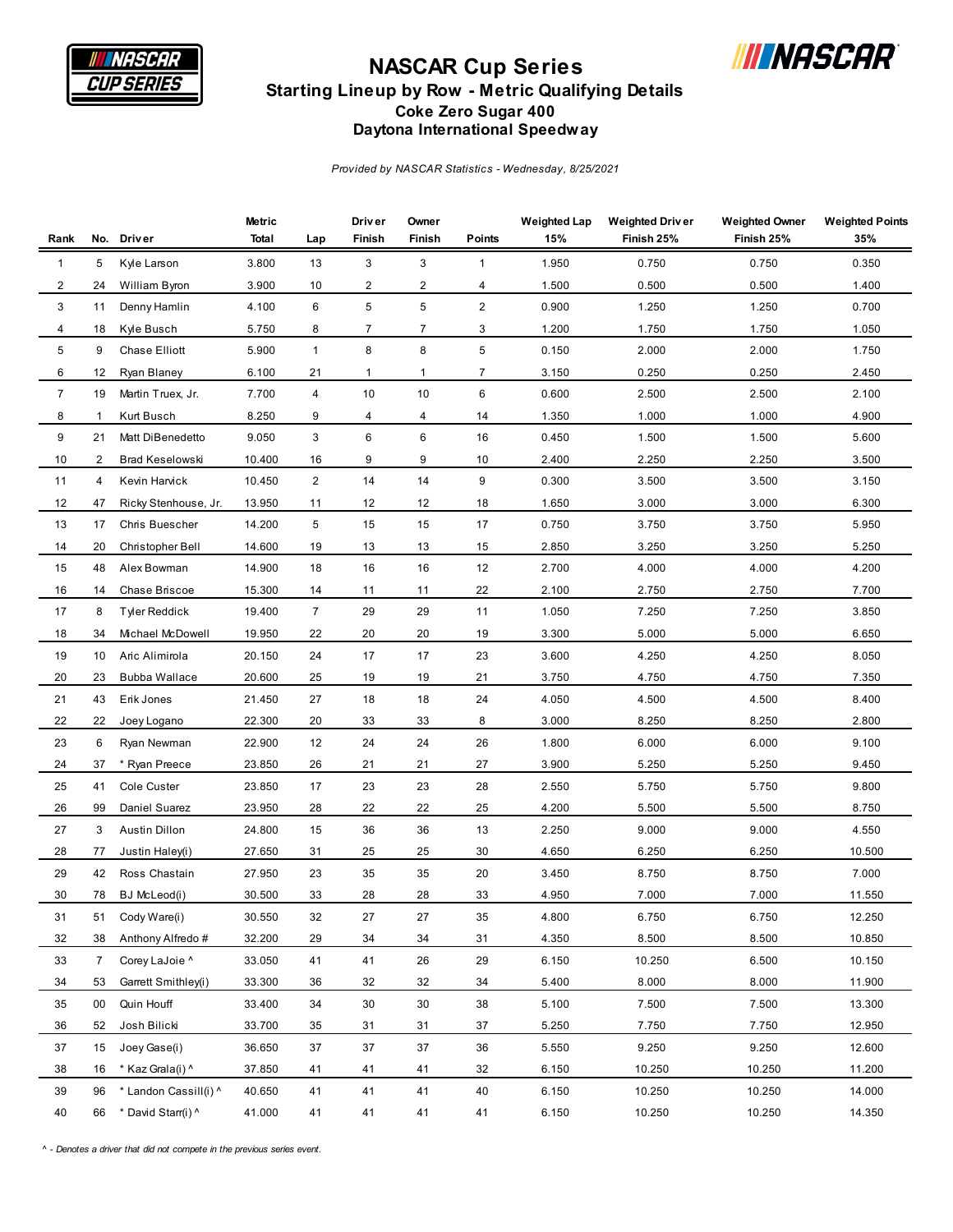# NASCAR Cup Series

## Starting Lineup by Row - Metric Qualifying Details

### Coke Zero Sugar 400

### Daytona International Speedway

*Provided by NASCAR Statistics - Wednesday, 8/25/2021*

| Rank | No. | Driver | Metric Total | Lap | Driver Finish | Owner Finish | Points | Weighted Lap 15% | Weighted Driver Finish 25% | Weighted Owner Finish 25% | Weighted Points 35% |
|---|---|---|---|---|---|---|---|---|---|---|---|
| 1 | 5 | Kyle Larson | 3.800 | 13 | 3 | 3 | 1 | 1.950 | 0.750 | 0.750 | 0.350 |
| 2 | 24 | William Byron | 3.900 | 10 | 2 | 2 | 4 | 1.500 | 0.500 | 0.500 | 1.400 |
| 3 | 11 | Denny Hamlin | 4.100 | 6 | 5 | 5 | 2 | 0.900 | 1.250 | 1.250 | 0.700 |
| 4 | 18 | Kyle Busch | 5.750 | 8 | 7 | 7 | 3 | 1.200 | 1.750 | 1.750 | 1.050 |
| 5 | 9 | Chase Elliott | 5.900 | 1 | 8 | 8 | 5 | 0.150 | 2.000 | 2.000 | 1.750 |
| 6 | 12 | Ryan Blaney | 6.100 | 21 | 1 | 1 | 7 | 3.150 | 0.250 | 0.250 | 2.450 |
| 7 | 19 | Martin Truex, Jr. | 7.700 | 4 | 10 | 10 | 6 | 0.600 | 2.500 | 2.500 | 2.100 |
| 8 | 1 | Kurt Busch | 8.250 | 9 | 4 | 4 | 14 | 1.350 | 1.000 | 1.000 | 4.900 |
| 9 | 21 | Matt DiBenedetto | 9.050 | 3 | 6 | 6 | 16 | 0.450 | 1.500 | 1.500 | 5.600 |
| 10 | 2 | Brad Keselowski | 10.400 | 16 | 9 | 9 | 10 | 2.400 | 2.250 | 2.250 | 3.500 |
| 11 | 4 | Kevin Harvick | 10.450 | 2 | 14 | 14 | 9 | 0.300 | 3.500 | 3.500 | 3.150 |
| 12 | 47 | Ricky Stenhouse, Jr. | 13.950 | 11 | 12 | 12 | 18 | 1.650 | 3.000 | 3.000 | 6.300 |
| 13 | 17 | Chris Buescher | 14.200 | 5 | 15 | 15 | 17 | 0.750 | 3.750 | 3.750 | 5.950 |
| 14 | 20 | Christopher Bell | 14.600 | 19 | 13 | 13 | 15 | 2.850 | 3.250 | 3.250 | 5.250 |
| 15 | 48 | Alex Bowman | 14.900 | 18 | 16 | 16 | 12 | 2.700 | 4.000 | 4.000 | 4.200 |
| 16 | 14 | Chase Briscoe | 15.300 | 14 | 11 | 11 | 22 | 2.100 | 2.750 | 2.750 | 7.700 |
| 17 | 8 | Tyler Reddick | 19.400 | 7 | 29 | 29 | 11 | 1.050 | 7.250 | 7.250 | 3.850 |
| 18 | 34 | Michael McDowell | 19.950 | 22 | 20 | 20 | 19 | 3.300 | 5.000 | 5.000 | 6.650 |
| 19 | 10 | Aric Alimirola | 20.150 | 24 | 17 | 17 | 23 | 3.600 | 4.250 | 4.250 | 8.050 |
| 20 | 23 | Bubba Wallace | 20.600 | 25 | 19 | 19 | 21 | 3.750 | 4.750 | 4.750 | 7.350 |
| 21 | 43 | Erik Jones | 21.450 | 27 | 18 | 18 | 24 | 4.050 | 4.500 | 4.500 | 8.400 |
| 22 | 22 | Joey Logano | 22.300 | 20 | 33 | 33 | 8 | 3.000 | 8.250 | 8.250 | 2.800 |
| 23 | 6 | Ryan Newman | 22.900 | 12 | 24 | 24 | 26 | 1.800 | 6.000 | 6.000 | 9.100 |
| 24 | 37 | * Ryan Preece | 23.850 | 26 | 21 | 21 | 27 | 3.900 | 5.250 | 5.250 | 9.450 |
| 25 | 41 | Cole Custer | 23.850 | 17 | 23 | 23 | 28 | 2.550 | 5.750 | 5.750 | 9.800 |
| 26 | 99 | Daniel Suarez | 23.950 | 28 | 22 | 22 | 25 | 4.200 | 5.500 | 5.500 | 8.750 |
| 27 | 3 | Austin Dillon | 24.800 | 15 | 36 | 36 | 13 | 2.250 | 9.000 | 9.000 | 4.550 |
| 28 | 77 | Justin Haley(i) | 27.650 | 31 | 25 | 25 | 30 | 4.650 | 6.250 | 6.250 | 10.500 |
| 29 | 42 | Ross Chastain | 27.950 | 23 | 35 | 35 | 20 | 3.450 | 8.750 | 8.750 | 7.000 |
| 30 | 78 | BJ McLeod(i) | 30.500 | 33 | 28 | 28 | 33 | 4.950 | 7.000 | 7.000 | 11.550 |
| 31 | 51 | Cody Ware(i) | 30.550 | 32 | 27 | 27 | 35 | 4.800 | 6.750 | 6.750 | 12.250 |
| 32 | 38 | Anthony Alfredo # | 32.200 | 29 | 34 | 34 | 31 | 4.350 | 8.500 | 8.500 | 10.850 |
| 33 | 7 | Corey LaJoie ^ | 33.050 | 41 | 41 | 26 | 29 | 6.150 | 10.250 | 6.500 | 10.150 |
| 34 | 53 | Garrett Smithley(i) | 33.300 | 36 | 32 | 32 | 34 | 5.400 | 8.000 | 8.000 | 11.900 |
| 35 | 00 | Quin Houff | 33.400 | 34 | 30 | 30 | 38 | 5.100 | 7.500 | 7.500 | 13.300 |
| 36 | 52 | Josh Bilicki | 33.700 | 35 | 31 | 31 | 37 | 5.250 | 7.750 | 7.750 | 12.950 |
| 37 | 15 | Joey Gase(i) | 36.650 | 37 | 37 | 37 | 36 | 5.550 | 9.250 | 9.250 | 12.600 |
| 38 | 16 | * Kaz Grala(i) ^ | 37.850 | 41 | 41 | 41 | 32 | 6.150 | 10.250 | 10.250 | 11.200 |
| 39 | 96 | * Landon Cassill(i) ^ | 40.650 | 41 | 41 | 41 | 40 | 6.150 | 10.250 | 10.250 | 14.000 |
| 40 | 66 | * David Starr(i) ^ | 41.000 | 41 | 41 | 41 | 41 | 6.150 | 10.250 | 10.250 | 14.350 |

*^ - Denotes a driver that did not compete in the previous series event.*